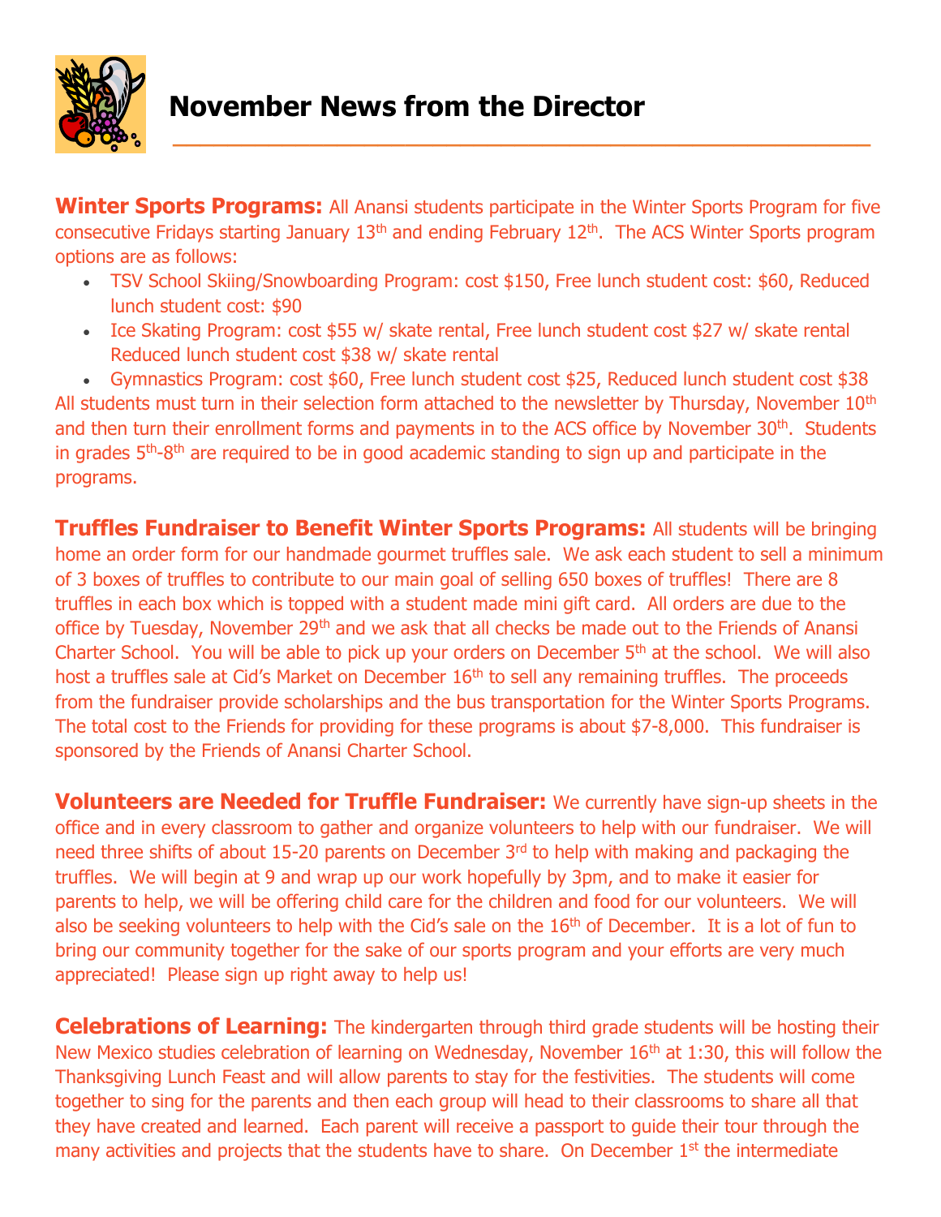# November News from the Director

**Winter Sports Programs:** All Anansi students participate in the Winter Sports Program for five consecutive Fridays starting January 13th and ending February 12th. The ACS Winter Sports program options are as follows:

- TSV School Skiing/Snowboarding Program: cost $150, Free lunch student cost: $60, Reduced lunch student cost: $90
- Ice Skating Program: cost $55 w/ skate rental, Free lunch student cost $27 w/ skate rental Reduced lunch student cost $38 w/ skate rental
- Gymnastics Program: cost $60, Free lunch student cost $25, Reduced lunch student cost $38

All students must turn in their selection form attached to the newsletter by Thursday, November 10th and then turn their enrollment forms and payments in to the ACS office by November 30th. Students in grades 5th-8th are required to be in good academic standing to sign up and participate in the programs.

**Truffles Fundraiser to Benefit Winter Sports Programs:** All students will be bringing home an order form for our handmade gourmet truffles sale. We ask each student to sell a minimum of 3 boxes of truffles to contribute to our main goal of selling 650 boxes of truffles! There are 8 truffles in each box which is topped with a student made mini gift card. All orders are due to the office by Tuesday, November 29th and we ask that all checks be made out to the Friends of Anansi Charter School. You will be able to pick up your orders on December 5th at the school. We will also host a truffles sale at Cid's Market on December 16th to sell any remaining truffles. The proceeds from the fundraiser provide scholarships and the bus transportation for the Winter Sports Programs. The total cost to the Friends for providing for these programs is about $7-8,000. This fundraiser is sponsored by the Friends of Anansi Charter School.

**Volunteers are Needed for Truffle Fundraiser:** We currently have sign-up sheets in the office and in every classroom to gather and organize volunteers to help with our fundraiser. We will need three shifts of about 15-20 parents on December 3rd to help with making and packaging the truffles. We will begin at 9 and wrap up our work hopefully by 3pm, and to make it easier for parents to help, we will be offering child care for the children and food for our volunteers. We will also be seeking volunteers to help with the Cid's sale on the 16th of December. It is a lot of fun to bring our community together for the sake of our sports program and your efforts are very much appreciated! Please sign up right away to help us!

**Celebrations of Learning:** The kindergarten through third grade students will be hosting their New Mexico studies celebration of learning on Wednesday, November 16th at 1:30, this will follow the Thanksgiving Lunch Feast and will allow parents to stay for the festivities. The students will come together to sing for the parents and then each group will head to their classrooms to share all that they have created and learned. Each parent will receive a passport to guide their tour through the many activities and projects that the students have to share. On December 1st the intermediate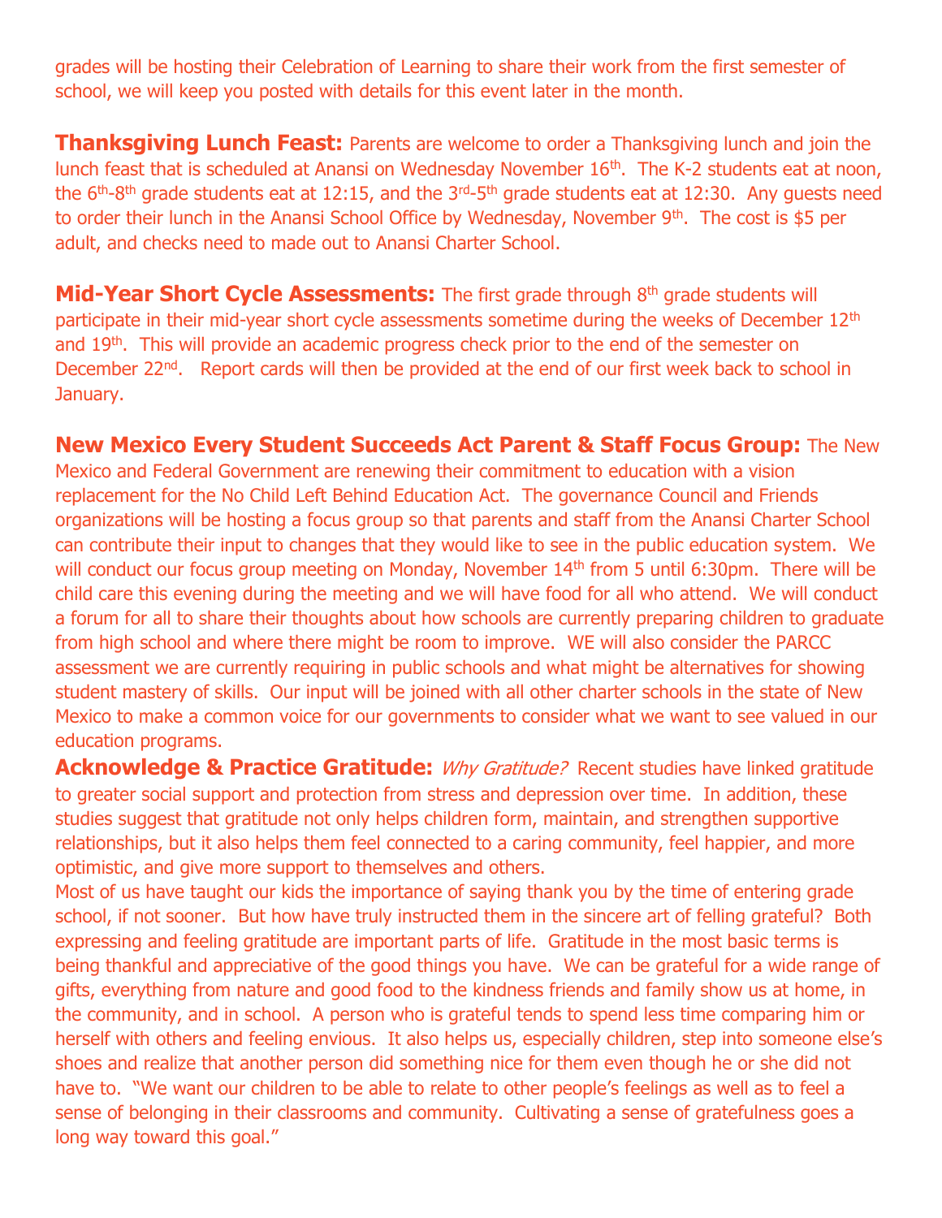grades will be hosting their Celebration of Learning to share their work from the first semester of school, we will keep you posted with details for this event later in the month.

**Thanksgiving Lunch Feast:** Parents are welcome to order a Thanksgiving lunch and join the lunch feast that is scheduled at Anansi on Wednesday November 16th. The K-2 students eat at noon, the 6th-8th grade students eat at 12:15, and the 3rd-5th grade students eat at 12:30. Any guests need to order their lunch in the Anansi School Office by Wednesday, November 9th. The cost is $5 per adult, and checks need to made out to Anansi Charter School.

**Mid-Year Short Cycle Assessments:** The first grade through 8th grade students will participate in their mid-year short cycle assessments sometime during the weeks of December 12th and 19th. This will provide an academic progress check prior to the end of the semester on December 22nd. Report cards will then be provided at the end of our first week back to school in January.

**New Mexico Every Student Succeeds Act Parent & Staff Focus Group:** The New Mexico and Federal Government are renewing their commitment to education with a vision replacement for the No Child Left Behind Education Act. The governance Council and Friends organizations will be hosting a focus group so that parents and staff from the Anansi Charter School can contribute their input to changes that they would like to see in the public education system. We will conduct our focus group meeting on Monday, November 14th from 5 until 6:30pm. There will be child care this evening during the meeting and we will have food for all who attend. We will conduct a forum for all to share their thoughts about how schools are currently preparing children to graduate from high school and where there might be room to improve. WE will also consider the PARCC assessment we are currently requiring in public schools and what might be alternatives for showing student mastery of skills. Our input will be joined with all other charter schools in the state of New Mexico to make a common voice for our governments to consider what we want to see valued in our education programs.

**Acknowledge & Practice Gratitude:** *Why Gratitude?* Recent studies have linked gratitude to greater social support and protection from stress and depression over time. In addition, these studies suggest that gratitude not only helps children form, maintain, and strengthen supportive relationships, but it also helps them feel connected to a caring community, feel happier, and more optimistic, and give more support to themselves and others.

Most of us have taught our kids the importance of saying thank you by the time of entering grade school, if not sooner. But how have truly instructed them in the sincere art of felling grateful? Both expressing and feeling gratitude are important parts of life. Gratitude in the most basic terms is being thankful and appreciative of the good things you have. We can be grateful for a wide range of gifts, everything from nature and good food to the kindness friends and family show us at home, in the community, and in school. A person who is grateful tends to spend less time comparing him or herself with others and feeling envious. It also helps us, especially children, step into someone else's shoes and realize that another person did something nice for them even though he or she did not have to. "We want our children to be able to relate to other people's feelings as well as to feel a sense of belonging in their classrooms and community. Cultivating a sense of gratefulness goes a long way toward this goal."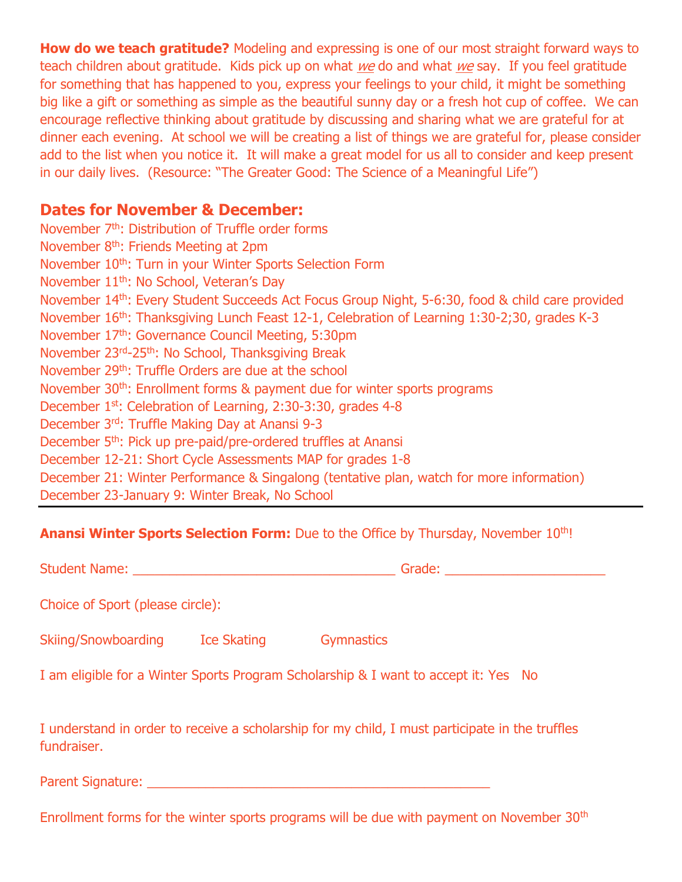**How do we teach gratitude?** Modeling and expressing is one of our most straight forward ways to teach children about gratitude. Kids pick up on what *we* do and what *we* say. If you feel gratitude for something that has happened to you, express your feelings to your child, it might be something big like a gift or something as simple as the beautiful sunny day or a fresh hot cup of coffee. We can encourage reflective thinking about gratitude by discussing and sharing what we are grateful for at dinner each evening. At school we will be creating a list of things we are grateful for, please consider add to the list when you notice it. It will make a great model for us all to consider and keep present in our daily lives. (Resource: "The Greater Good: The Science of a Meaningful Life")

## Dates for November & December:

November 7th: Distribution of Truffle order forms
November 8th: Friends Meeting at 2pm
November 10th: Turn in your Winter Sports Selection Form
November 11th: No School, Veteran's Day
November 14th: Every Student Succeeds Act Focus Group Night, 5-6:30, food & child care provided
November 16th: Thanksgiving Lunch Feast 12-1, Celebration of Learning 1:30-2;30, grades K-3
November 17th: Governance Council Meeting, 5:30pm
November 23rd-25th: No School, Thanksgiving Break
November 29th: Truffle Orders are due at the school
November 30th: Enrollment forms & payment due for winter sports programs
December 1st: Celebration of Learning, 2:30-3:30, grades 4-8
December 3rd: Truffle Making Day at Anansi 9-3
December 5th: Pick up pre-paid/pre-ordered truffles at Anansi
December 12-21: Short Cycle Assessments MAP for grades 1-8
December 21: Winter Performance & Singalong (tentative plan, watch for more information)
December 23-January 9: Winter Break, No School

---

**Anansi Winter Sports Selection Form:** Due to the Office by Thursday, November 10th!

Student Name: ___________________________________ Grade: _____________________

Choice of Sport (please circle):

Skiing/Snowboarding    Ice Skating    Gymnastics

I am eligible for a Winter Sports Program Scholarship & I want to accept it: Yes No

I understand in order to receive a scholarship for my child, I must participate in the truffles fundraiser.

Parent Signature: ______________________________________________

Enrollment forms for the winter sports programs will be due with payment on November 30th